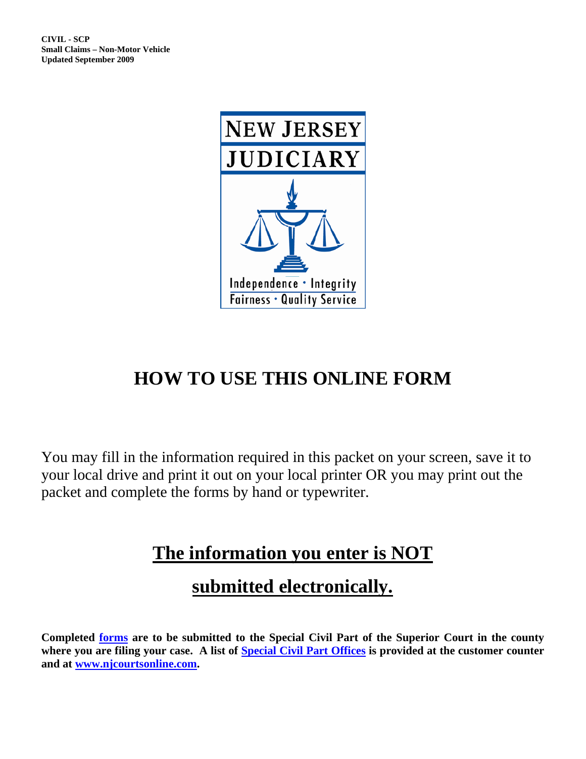**CIVIL - SCP**
**Small Claims – Non-Motor Vehicle**
**Updated September 2009**

NEW JERSEY
JUDICIARY

Independence • Integrity
Fairness • Quality Service

# HOW TO USE THIS ONLINE FORM

You may fill in the information required in this packet on your screen, save it to your local drive and print it out on your local printer OR you may print out the packet and complete the forms by hand or typewriter.

## The information you enter is NOT submitted electronically.

**Completed forms are to be submitted to the Special Civil Part of the Superior Court in the county where you are filing your case. A list of Special Civil Part Offices is provided at the customer counter and at www.njcourtsonline.com.**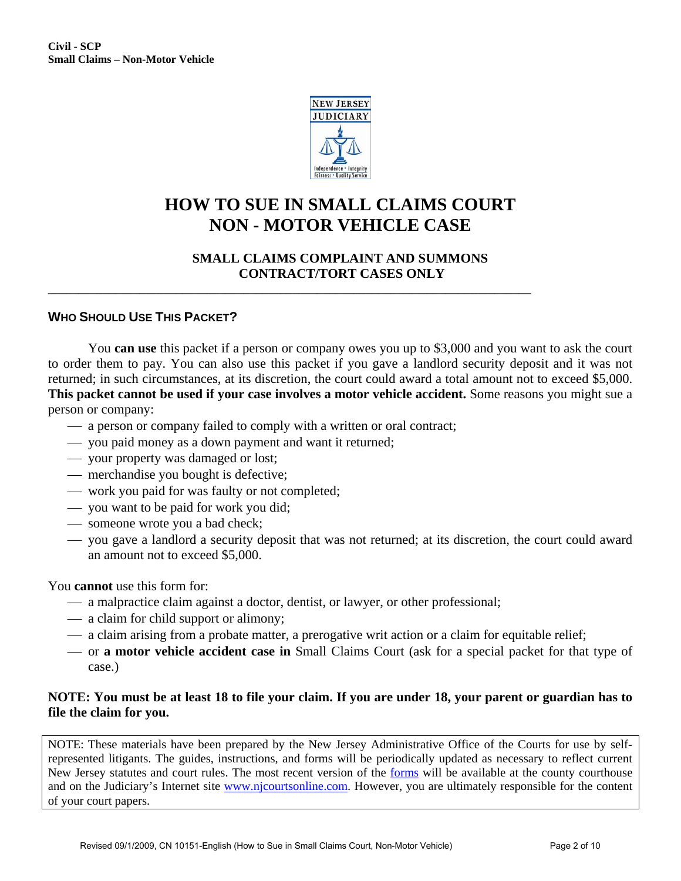Civil - SCP
Small Claims – Non-Motor Vehicle

# HOW TO SUE IN SMALL CLAIMS COURT NON - MOTOR VEHICLE CASE

## SMALL CLAIMS COMPLAINT AND SUMMONS CONTRACT/TORT CASES ONLY

---

### WHO SHOULD USE THIS PACKET?

You **can use** this packet if a person or company owes you up to $3,000 and you want to ask the court to order them to pay. You can also use this packet if you gave a landlord security deposit and it was not returned; in such circumstances, at its discretion, the court could award a total amount not to exceed $5,000. **This packet cannot be used if your case involves a motor vehicle accident.** Some reasons you might sue a person or company:

- a person or company failed to comply with a written or oral contract;
- you paid money as a down payment and want it returned;
- your property was damaged or lost;
- merchandise you bought is defective;
- work you paid for was faulty or not completed;
- you want to be paid for work you did;
- someone wrote you a bad check;
- you gave a landlord a security deposit that was not returned; at its discretion, the court could award an amount not to exceed $5,000.

You **cannot** use this form for:

- a malpractice claim against a doctor, dentist, or lawyer, or other professional;
- a claim for child support or alimony;
- a claim arising from a probate matter, a prerogative writ action or a claim for equitable relief;
- or **a motor vehicle accident case in** Small Claims Court (ask for a special packet for that type of case.)

**NOTE: You must be at least 18 to file your claim. If you are under 18, your parent or guardian has to file the claim for you.**

NOTE: These materials have been prepared by the New Jersey Administrative Office of the Courts for use by self-represented litigants. The guides, instructions, and forms will be periodically updated as necessary to reflect current New Jersey statutes and court rules. The most recent version of the forms will be available at the county courthouse and on the Judiciary's Internet site www.njcourtsonline.com. However, you are ultimately responsible for the content of your court papers.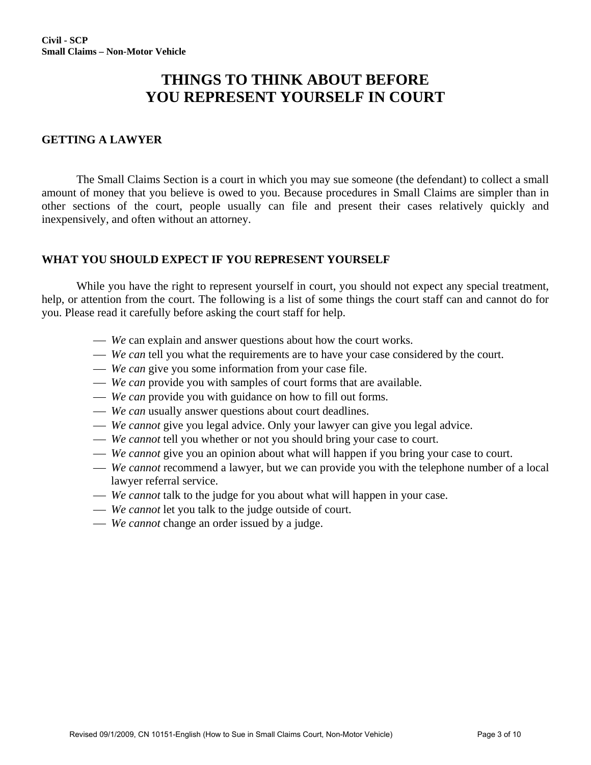# THINGS TO THINK ABOUT BEFORE YOU REPRESENT YOURSELF IN COURT

## GETTING A LAWYER

The Small Claims Section is a court in which you may sue someone (the defendant) to collect a small amount of money that you believe is owed to you. Because procedures in Small Claims are simpler than in other sections of the court, people usually can file and present their cases relatively quickly and inexpensively, and often without an attorney.

## WHAT YOU SHOULD EXPECT IF YOU REPRESENT YOURSELF

While you have the right to represent yourself in court, you should not expect any special treatment, help, or attention from the court. The following is a list of some things the court staff can and cannot do for you. Please read it carefully before asking the court staff for help.

- *We* can explain and answer questions about how the court works.
- *We can* tell you what the requirements are to have your case considered by the court.
- *We can* give you some information from your case file.
- *We can* provide you with samples of court forms that are available.
- *We can* provide you with guidance on how to fill out forms.
- *We can* usually answer questions about court deadlines.
- *We cannot* give you legal advice. Only your lawyer can give you legal advice.
- *We cannot* tell you whether or not you should bring your case to court.
- *We cannot* give you an opinion about what will happen if you bring your case to court.
- *We cannot* recommend a lawyer, but we can provide you with the telephone number of a local lawyer referral service.
- *We cannot* talk to the judge for you about what will happen in your case.
- *We cannot* let you talk to the judge outside of court.
- *We cannot* change an order issued by a judge.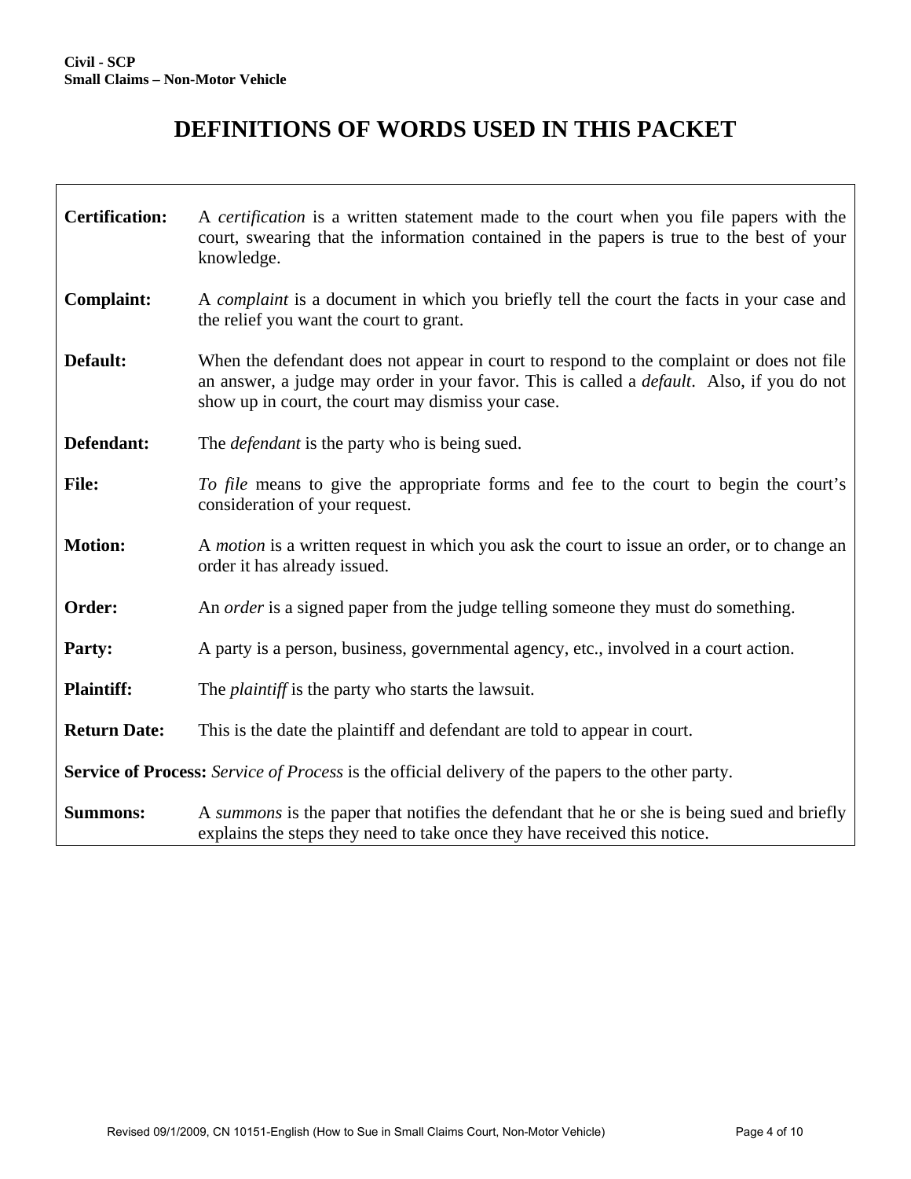# DEFINITIONS OF WORDS USED IN THIS PACKET

**Certification:** A *certification* is a written statement made to the court when you file papers with the court, swearing that the information contained in the papers is true to the best of your knowledge.

**Complaint:** A *complaint* is a document in which you briefly tell the court the facts in your case and the relief you want the court to grant.

**Default:** When the defendant does not appear in court to respond to the complaint or does not file an answer, a judge may order in your favor. This is called a *default*. Also, if you do not show up in court, the court may dismiss your case.

**Defendant:** The *defendant* is the party who is being sued.

**File:** *To file* means to give the appropriate forms and fee to the court to begin the court's consideration of your request.

**Motion:** A *motion* is a written request in which you ask the court to issue an order, or to change an order it has already issued.

**Order:** An *order* is a signed paper from the judge telling someone they must do something.

**Party:** A party is a person, business, governmental agency, etc., involved in a court action.

**Plaintiff:** The *plaintiff* is the party who starts the lawsuit.

**Return Date:** This is the date the plaintiff and defendant are told to appear in court.

**Service of Process:** *Service of Process* is the official delivery of the papers to the other party.

**Summons:** A *summons* is the paper that notifies the defendant that he or she is being sued and briefly explains the steps they need to take once they have received this notice.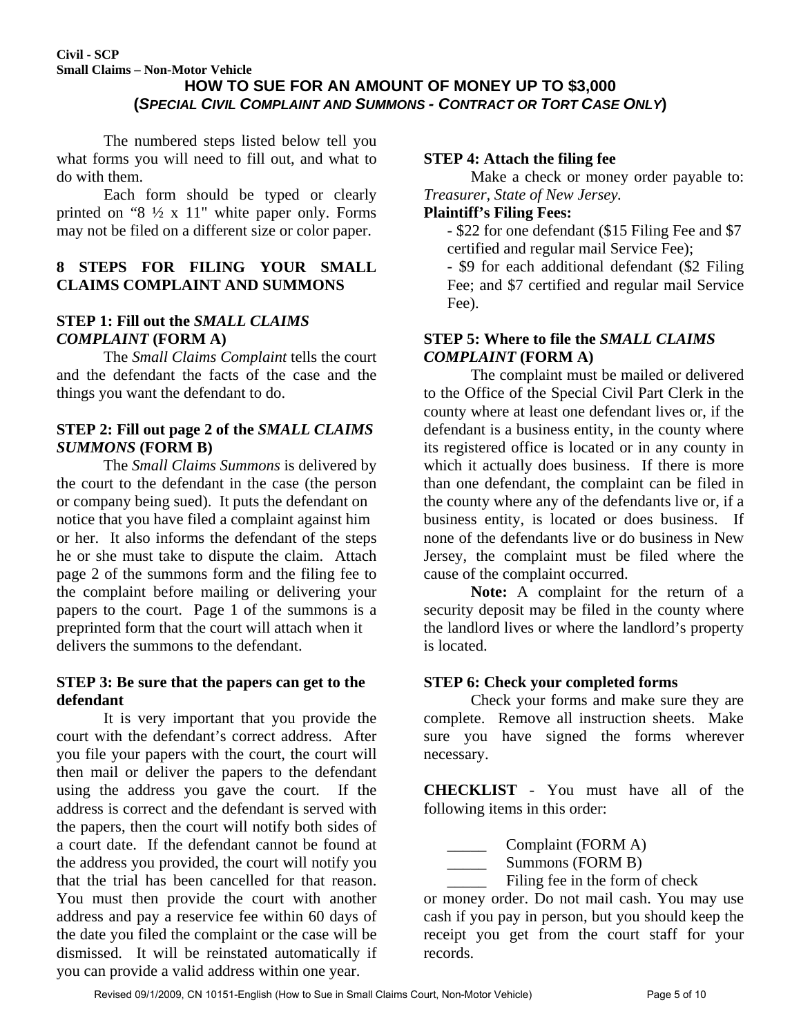**Civil - SCP**
**Small Claims – Non-Motor Vehicle**

## HOW TO SUE FOR AN AMOUNT OF MONEY UP TO $3,000
## (*SPECIAL CIVIL COMPLAINT AND SUMMONS - CONTRACT OR TORT CASE ONLY*)

The numbered steps listed below tell you what forms you will need to fill out, and what to do with them.

Each form should be typed or clearly printed on "8 ½ x 11" white paper only. Forms may not be filed on a different size or color paper.

### 8 STEPS FOR FILING YOUR SMALL CLAIMS COMPLAINT AND SUMMONS

#### STEP 1: Fill out the *SMALL CLAIMS COMPLAINT* (FORM A)

The *Small Claims Complaint* tells the court and the defendant the facts of the case and the things you want the defendant to do.

#### STEP 2: Fill out page 2 of the *SMALL CLAIMS SUMMONS* (FORM B)

The *Small Claims Summons* is delivered by the court to the defendant in the case (the person or company being sued). It puts the defendant on notice that you have filed a complaint against him or her. It also informs the defendant of the steps he or she must take to dispute the claim. Attach page 2 of the summons form and the filing fee to the complaint before mailing or delivering your papers to the court. Page 1 of the summons is a preprinted form that the court will attach when it delivers the summons to the defendant.

#### STEP 3: Be sure that the papers can get to the defendant

It is very important that you provide the court with the defendant's correct address. After you file your papers with the court, the court will then mail or deliver the papers to the defendant using the address you gave the court. If the address is correct and the defendant is served with the papers, then the court will notify both sides of a court date. If the defendant cannot be found at the address you provided, the court will notify you that the trial has been cancelled for that reason. You must then provide the court with another address and pay a reservice fee within 60 days of the date you filed the complaint or the case will be dismissed. It will be reinstated automatically if you can provide a valid address within one year.

#### STEP 4: Attach the filing fee

Make a check or money order payable to: *Treasurer, State of New Jersey.*

**Plaintiff's Filing Fees:**

- $22 for one defendant ($15 Filing Fee and $7 certified and regular mail Service Fee);
- $9 for each additional defendant ($2 Filing Fee; and $7 certified and regular mail Service Fee).

#### STEP 5: Where to file the *SMALL CLAIMS COMPLAINT* (FORM A)

The complaint must be mailed or delivered to the Office of the Special Civil Part Clerk in the county where at least one defendant lives or, if the defendant is a business entity, in the county where its registered office is located or in any county in which it actually does business. If there is more than one defendant, the complaint can be filed in the county where any of the defendants live or, if a business entity, is located or does business. If none of the defendants live or do business in New Jersey, the complaint must be filed where the cause of the complaint occurred.

**Note:** A complaint for the return of a security deposit may be filed in the county where the landlord lives or where the landlord's property is located.

#### STEP 6: Check your completed forms

Check your forms and make sure they are complete. Remove all instruction sheets. Make sure you have signed the forms wherever necessary.

**CHECKLIST** - You must have all of the following items in this order:

_____ Complaint (FORM A)
_____ Summons (FORM B)
_____ Filing fee in the form of check or money order. Do not mail cash. You may use cash if you pay in person, but you should keep the receipt you get from the court staff for your records.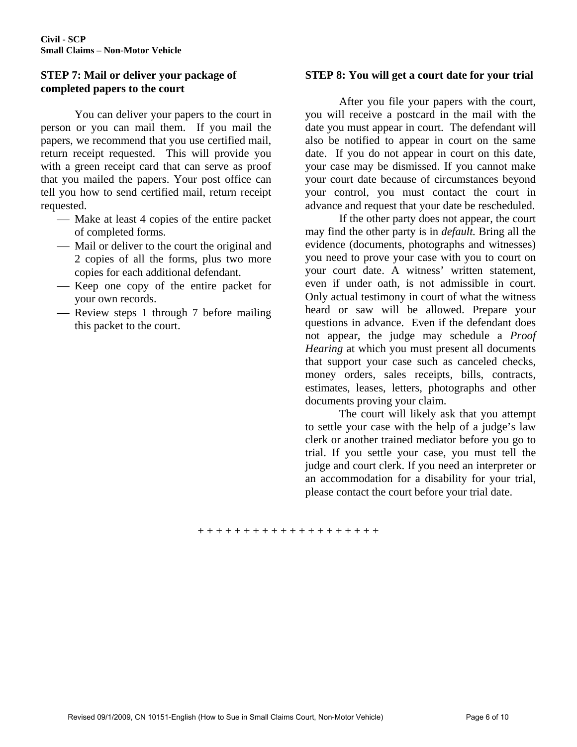## STEP 7: Mail or deliver your package of completed papers to the court

You can deliver your papers to the court in person or you can mail them. If you mail the papers, we recommend that you use certified mail, return receipt requested. This will provide you with a green receipt card that can serve as proof that you mailed the papers. Your post office can tell you how to send certified mail, return receipt requested.

- Make at least 4 copies of the entire packet of completed forms.
- Mail or deliver to the court the original and 2 copies of all the forms, plus two more copies for each additional defendant.
- Keep one copy of the entire packet for your own records.
- Review steps 1 through 7 before mailing this packet to the court.

## STEP 8: You will get a court date for your trial

After you file your papers with the court, you will receive a postcard in the mail with the date you must appear in court. The defendant will also be notified to appear in court on the same date. If you do not appear in court on this date, your case may be dismissed. If you cannot make your court date because of circumstances beyond your control, you must contact the court in advance and request that your date be rescheduled.

If the other party does not appear, the court may find the other party is in *default.* Bring all the evidence (documents, photographs and witnesses) you need to prove your case with you to court on your court date. A witness' written statement, even if under oath, is not admissible in court. Only actual testimony in court of what the witness heard or saw will be allowed. Prepare your questions in advance. Even if the defendant does not appear, the judge may schedule a *Proof Hearing* at which you must present all documents that support your case such as canceled checks, money orders, sales receipts, bills, contracts, estimates, leases, letters, photographs and other documents proving your claim.

The court will likely ask that you attempt to settle your case with the help of a judge's law clerk or another trained mediator before you go to trial. If you settle your case, you must tell the judge and court clerk. If you need an interpreter or an accommodation for a disability for your trial, please contact the court before your trial date.

+ + + + + + + + + + + + + + + + + + + +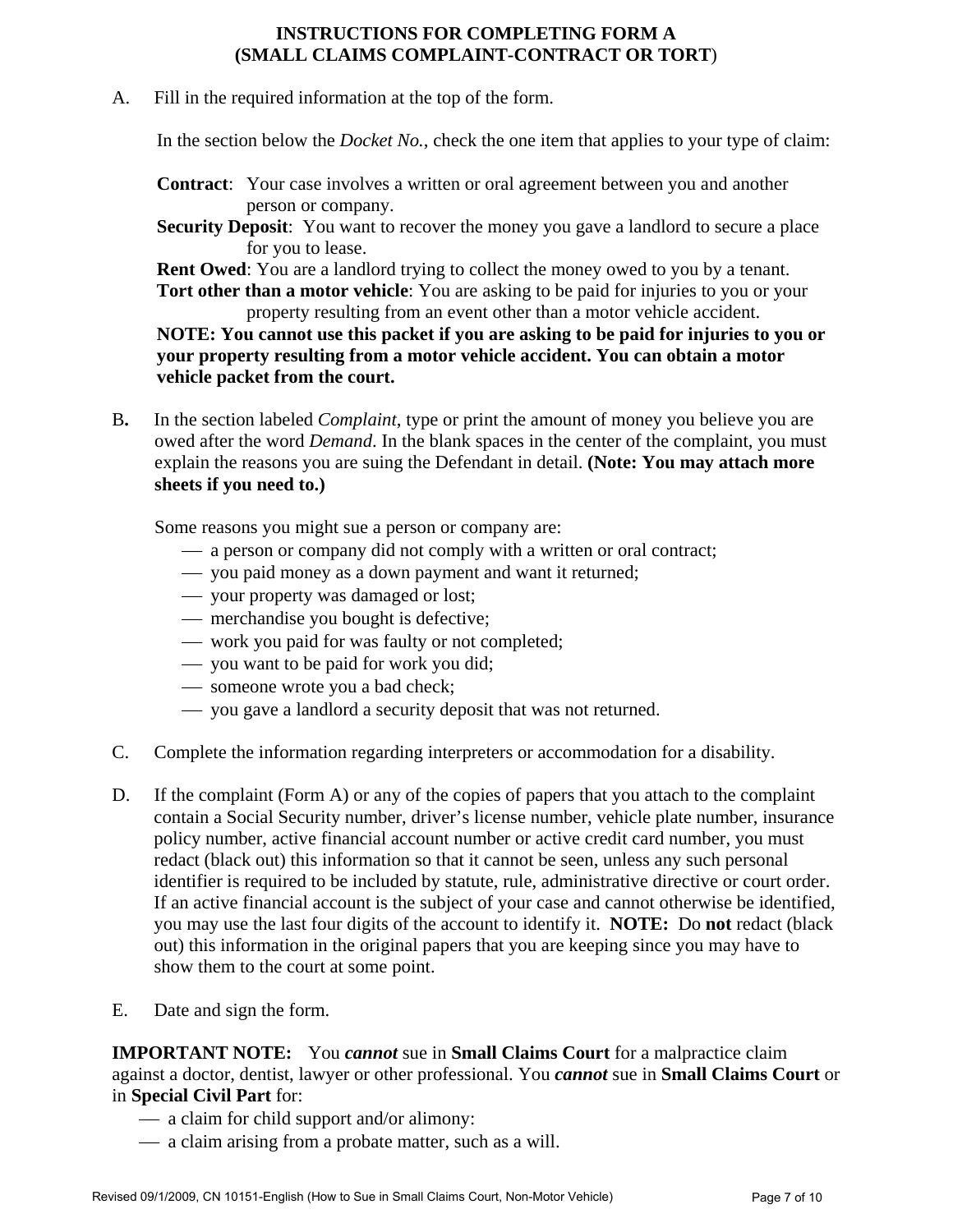## INSTRUCTIONS FOR COMPLETING FORM A
## (SMALL CLAIMS COMPLAINT-CONTRACT OR TORT)

A. Fill in the required information at the top of the form.

In the section below the *Docket No.*, check the one item that applies to your type of claim:

**Contract**: Your case involves a written or oral agreement between you and another person or company.

**Security Deposit**: You want to recover the money you gave a landlord to secure a place for you to lease.

**Rent Owed**: You are a landlord trying to collect the money owed to you by a tenant.

**Tort other than a motor vehicle**: You are asking to be paid for injuries to you or your property resulting from an event other than a motor vehicle accident.

**NOTE: You cannot use this packet if you are asking to be paid for injuries to you or your property resulting from a motor vehicle accident. You can obtain a motor vehicle packet from the court.**

B. In the section labeled *Complaint*, type or print the amount of money you believe you are owed after the word *Demand*. In the blank spaces in the center of the complaint, you must explain the reasons you are suing the Defendant in detail. **(Note: You may attach more sheets if you need to.)**

Some reasons you might sue a person or company are:

- a person or company did not comply with a written or oral contract;
- you paid money as a down payment and want it returned;
- your property was damaged or lost;
- merchandise you bought is defective;
- work you paid for was faulty or not completed;
- you want to be paid for work you did;
- someone wrote you a bad check;
- you gave a landlord a security deposit that was not returned.

C. Complete the information regarding interpreters or accommodation for a disability.

D. If the complaint (Form A) or any of the copies of papers that you attach to the complaint contain a Social Security number, driver's license number, vehicle plate number, insurance policy number, active financial account number or active credit card number, you must redact (black out) this information so that it cannot be seen, unless any such personal identifier is required to be included by statute, rule, administrative directive or court order. If an active financial account is the subject of your case and cannot otherwise be identified, you may use the last four digits of the account to identify it. **NOTE:** Do **not** redact (black out) this information in the original papers that you are keeping since you may have to show them to the court at some point.

E. Date and sign the form.

**IMPORTANT NOTE:** You ***cannot*** sue in **Small Claims Court** for a malpractice claim against a doctor, dentist, lawyer or other professional. You ***cannot*** sue in **Small Claims Court** or in **Special Civil Part** for:

- a claim for child support and/or alimony:
- a claim arising from a probate matter, such as a will.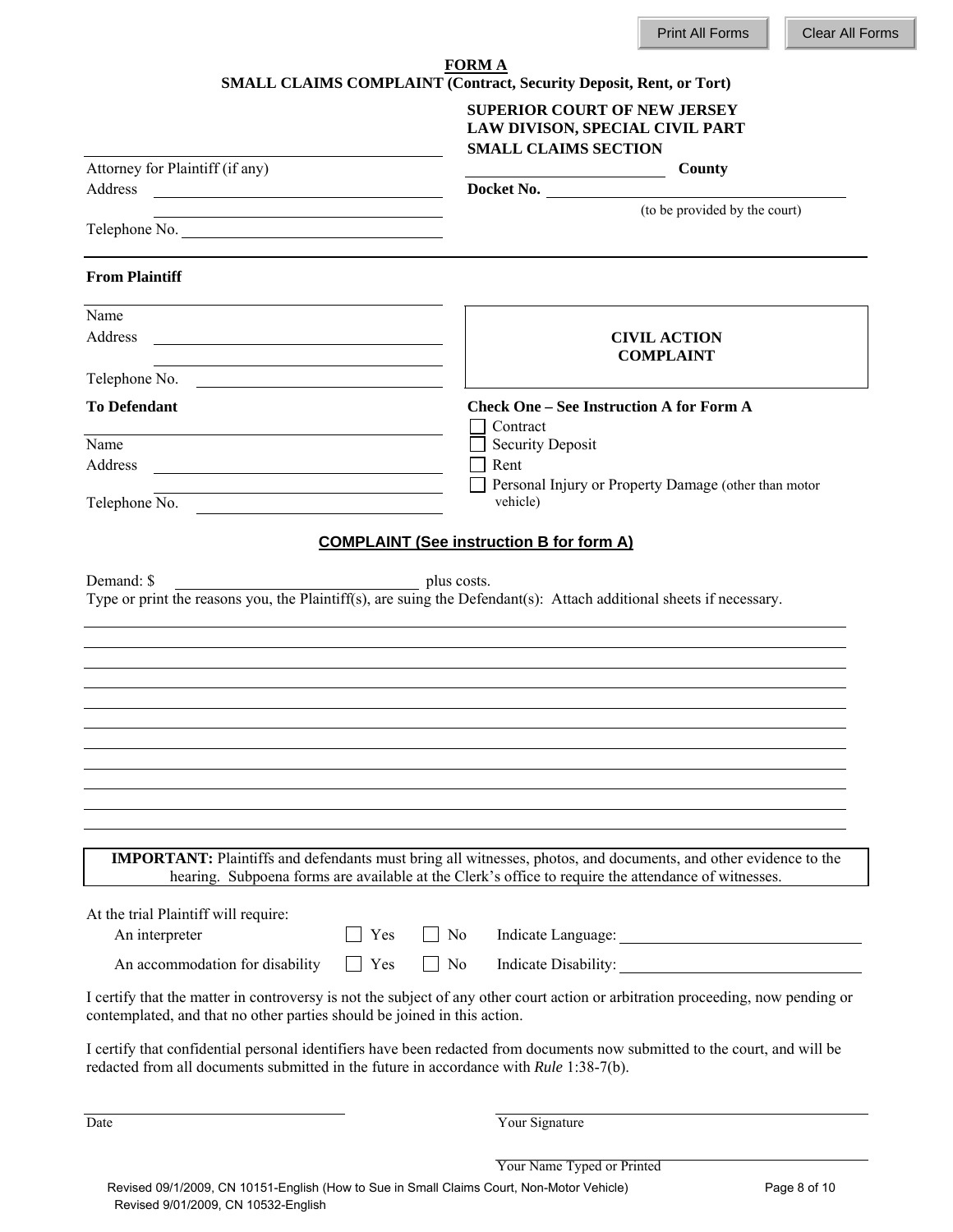## FORM A

### SMALL CLAIMS COMPLAINT (Contract, Security Deposit, Rent, or Tort)

**SUPERIOR COURT OF NEW JERSEY**
**LAW DIVISON, SPECIAL CIVIL PART**
**SMALL CLAIMS SECTION**

______________________ **County**

**Docket No.** ______________________
(to be provided by the court)

______________________
Attorney for Plaintiff (if any)
Address ______________________
______________________
Telephone No. ______________________

**From Plaintiff**

______________________
Name
Address ______________________
______________________
Telephone No. ______________________

**CIVIL ACTION**
**COMPLAINT**

**To Defendant**

______________________
Name
Address ______________________
______________________
Telephone No. ______________________

**Check One – See Instruction A for Form A**

- ☐ Contract
- ☐ Security Deposit
- ☐ Rent
- ☐ Personal Injury or Property Damage (other than motor vehicle)

**COMPLAINT (See instruction B for form A)**

Demand: $ ______________________ plus costs.

Type or print the reasons you, the Plaintiff(s), are suing the Defendant(s): Attach additional sheets if necessary.

______________________________________________________________________
______________________________________________________________________
______________________________________________________________________
______________________________________________________________________
______________________________________________________________________
______________________________________________________________________
______________________________________________________________________
______________________________________________________________________
______________________________________________________________________
______________________________________________________________________

**IMPORTANT:** Plaintiffs and defendants must bring all witnesses, photos, and documents, and other evidence to the hearing. Subpoena forms are available at the Clerk's office to require the attendance of witnesses.

At the trial Plaintiff will require:

| | | | |
|---|---|---|---|
| An interpreter | ☐ Yes | ☐ No | Indicate Language: ______________________ |
| An accommodation for disability | ☐ Yes | ☐ No | Indicate Disability: ______________________ |

I certify that the matter in controversy is not the subject of any other court action or arbitration proceeding, now pending or contemplated, and that no other parties should be joined in this action.

I certify that confidential personal identifiers have been redacted from documents now submitted to the court, and will be redacted from all documents submitted in the future in accordance with *Rule* 1:38-7(b).

______________________ ______________________
Date Your Signature

______________________
Your Name Typed or Printed

Revised 09/1/2009, CN 10151-English (How to Sue in Small Claims Court, Non-Motor Vehicle)
Revised 9/01/2009, CN 10532-English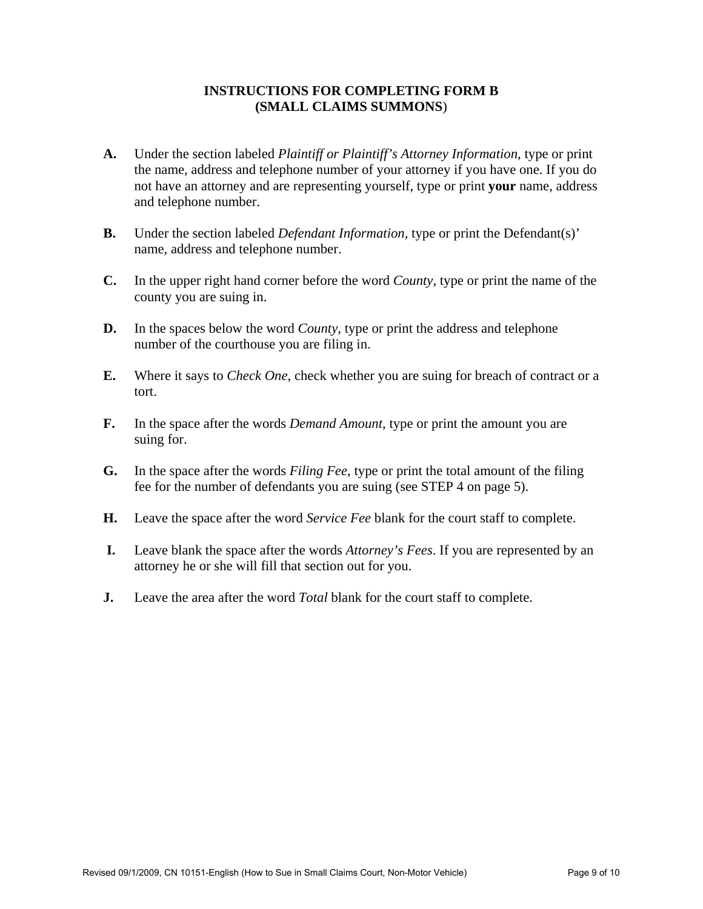## INSTRUCTIONS FOR COMPLETING FORM B (SMALL CLAIMS SUMMONS)

**A.** Under the section labeled *Plaintiff or Plaintiff's Attorney Information*, type or print the name, address and telephone number of your attorney if you have one. If you do not have an attorney and are representing yourself, type or print **your** name, address and telephone number.

**B.** Under the section labeled *Defendant Information*, type or print the Defendant(s)' name, address and telephone number.

**C.** In the upper right hand corner before the word *County*, type or print the name of the county you are suing in.

**D.** In the spaces below the word *County*, type or print the address and telephone number of the courthouse you are filing in.

**E.** Where it says to *Check One*, check whether you are suing for breach of contract or a tort.

**F.** In the space after the words *Demand Amount*, type or print the amount you are suing for.

**G.** In the space after the words *Filing Fee*, type or print the total amount of the filing fee for the number of defendants you are suing (see STEP 4 on page 5).

**H.** Leave the space after the word *Service Fee* blank for the court staff to complete.

**I.** Leave blank the space after the words *Attorney's Fees*. If you are represented by an attorney he or she will fill that section out for you.

**J.** Leave the area after the word *Total* blank for the court staff to complete.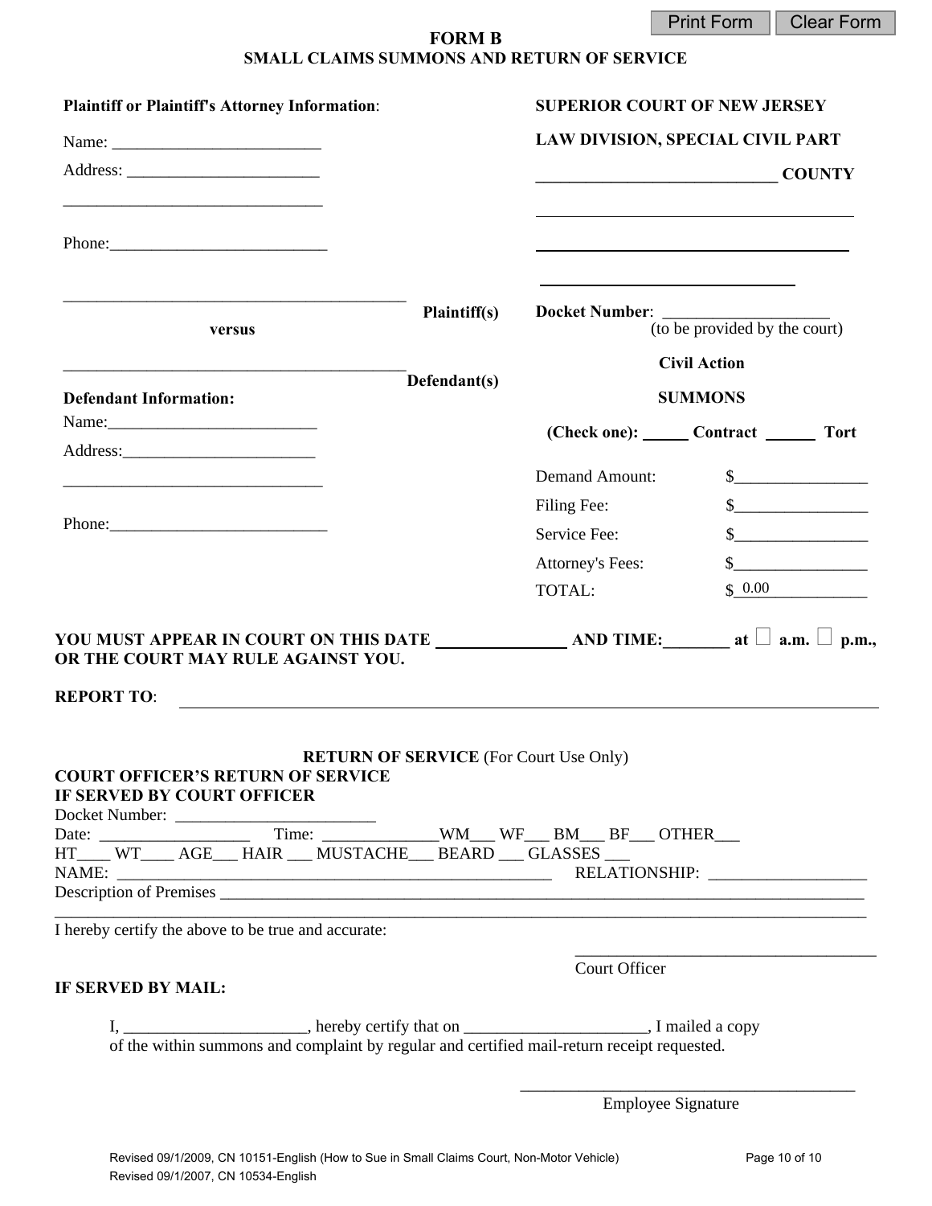Print Form Clear Form

# FORM B
## SMALL CLAIMS SUMMONS AND RETURN OF SERVICE

**Plaintiff or Plaintiff's Attorney Information**:

Name: _________________________

Address: _______________________

_______________________________

Phone:__________________________

__________________________________________ **Plaintiff(s)**

**versus**

__________________________________________ **Defendant(s)**

**Defendant Information:**

Name:_________________________

Address:_______________________

_______________________________

Phone:__________________________

**SUPERIOR COURT OF NEW JERSEY**

**LAW DIVISION, SPECIAL CIVIL PART**

**_____________________________ COUNTY**

_______________________________________

_______________________________________

__________________________________

**Docket Number**: ____________________
(to be provided by the court)

**Civil Action**

**SUMMONS**

**(Check one): _____ Contract _____ Tort**

| | |
|---|---|
| Demand Amount: | $_______________ |
| Filing Fee: | $_______________ |
| Service Fee: | $_______________ |
| Attorney's Fees: | $_______________ |
| TOTAL: | $ 0.00 |

**YOU MUST APPEAR IN COURT ON THIS DATE _______________ AND TIME:_______ at ☐ a.m. ☐ p.m., OR THE COURT MAY RULE AGAINST YOU.**

**REPORT TO**: ________________________________________________________________

**RETURN OF SERVICE** (For Court Use Only)

**COURT OFFICER'S RETURN OF SERVICE**
**IF SERVED BY COURT OFFICER**

Docket Number: ________________________

Date: _________________ Time: ______________WM___ WF___ BM___ BF___ OTHER___

HT____ WT____ AGE___ HAIR ___ MUSTACHE___ BEARD ___ GLASSES ___

NAME: ________________________________________________ RELATIONSHIP: __________________

Description of Premises ________________________________________________________________

_____________________________________________________________________________________

I hereby certify the above to be true and accurate:

____________________________________
Court Officer

**IF SERVED BY MAIL:**

I, _____________________, hereby certify that on _____________________, I mailed a copy of the within summons and complaint by regular and certified mail-return receipt requested.

______________________________________
Employee Signature

Revised 09/1/2009, CN 10151-English (How to Sue in Small Claims Court, Non-Motor Vehicle)
Revised 09/1/2007, CN 10534-English